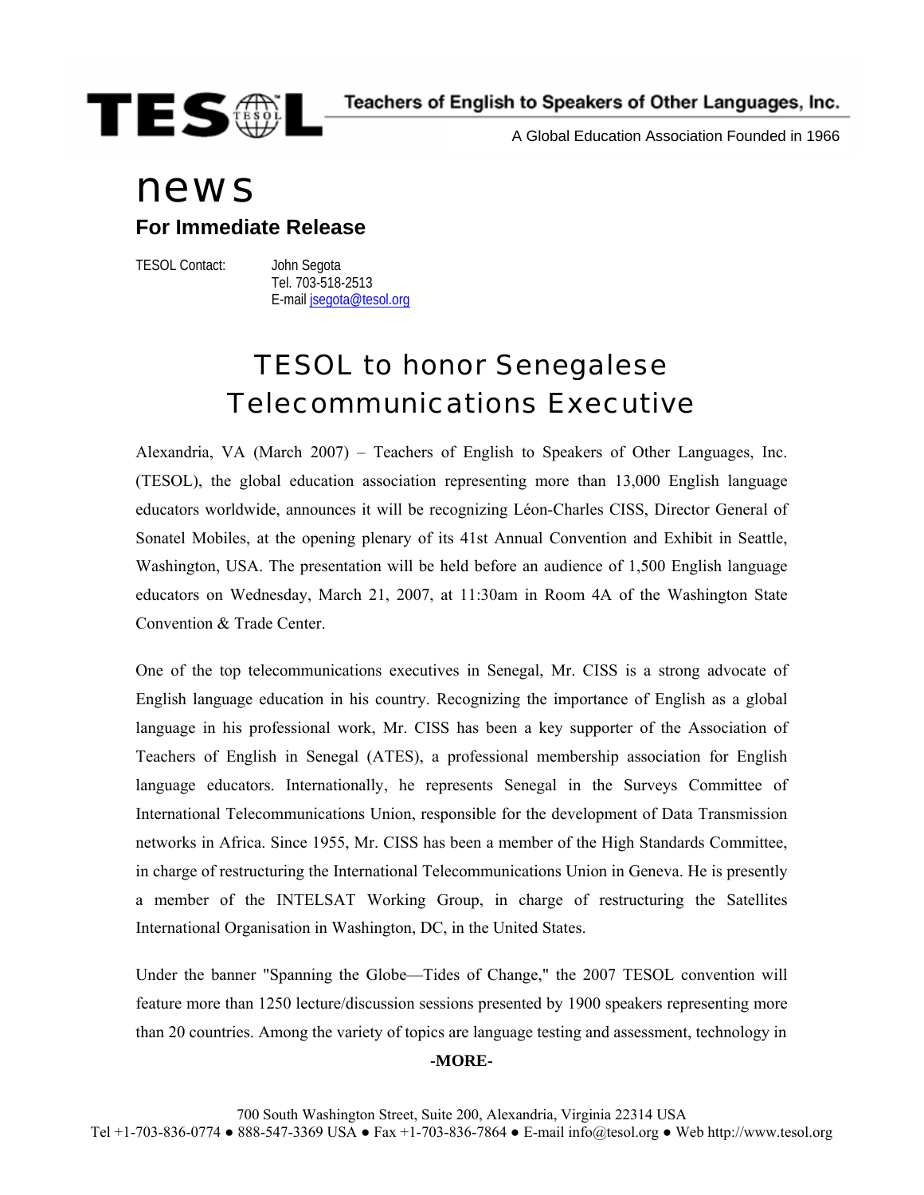TESOL — Teachers of English to Speakers of Other Languages, Inc.

A Global Education Association Founded in 1966

# news

## For Immediate Release

TESOL Contact: John Segota
Tel. 703-518-2513
E-mail jsegota@tesol.org

# TESOL to honor Senegalese Telecommunications Executive

Alexandria, VA (March 2007) – Teachers of English to Speakers of Other Languages, Inc. (TESOL), the global education association representing more than 13,000 English language educators worldwide, announces it will be recognizing Léon-Charles CISS, Director General of Sonatel Mobiles, at the opening plenary of its 41st Annual Convention and Exhibit in Seattle, Washington, USA. The presentation will be held before an audience of 1,500 English language educators on Wednesday, March 21, 2007, at 11:30am in Room 4A of the Washington State Convention & Trade Center.

One of the top telecommunications executives in Senegal, Mr. CISS is a strong advocate of English language education in his country. Recognizing the importance of English as a global language in his professional work, Mr. CISS has been a key supporter of the Association of Teachers of English in Senegal (ATES), a professional membership association for English language educators. Internationally, he represents Senegal in the Surveys Committee of International Telecommunications Union, responsible for the development of Data Transmission networks in Africa. Since 1955, Mr. CISS has been a member of the High Standards Committee, in charge of restructuring the International Telecommunications Union in Geneva. He is presently a member of the INTELSAT Working Group, in charge of restructuring the Satellites International Organisation in Washington, DC, in the United States.

Under the banner "Spanning the Globe—Tides of Change," the 2007 TESOL convention will feature more than 1250 lecture/discussion sessions presented by 1900 speakers representing more than 20 countries. Among the variety of topics are language testing and assessment, technology in

**-MORE-**

700 South Washington Street, Suite 200, Alexandria, Virginia 22314 USA
Tel +1-703-836-0774 ● 888-547-3369 USA ● Fax +1-703-836-7864 ● E-mail info@tesol.org ● Web http://www.tesol.org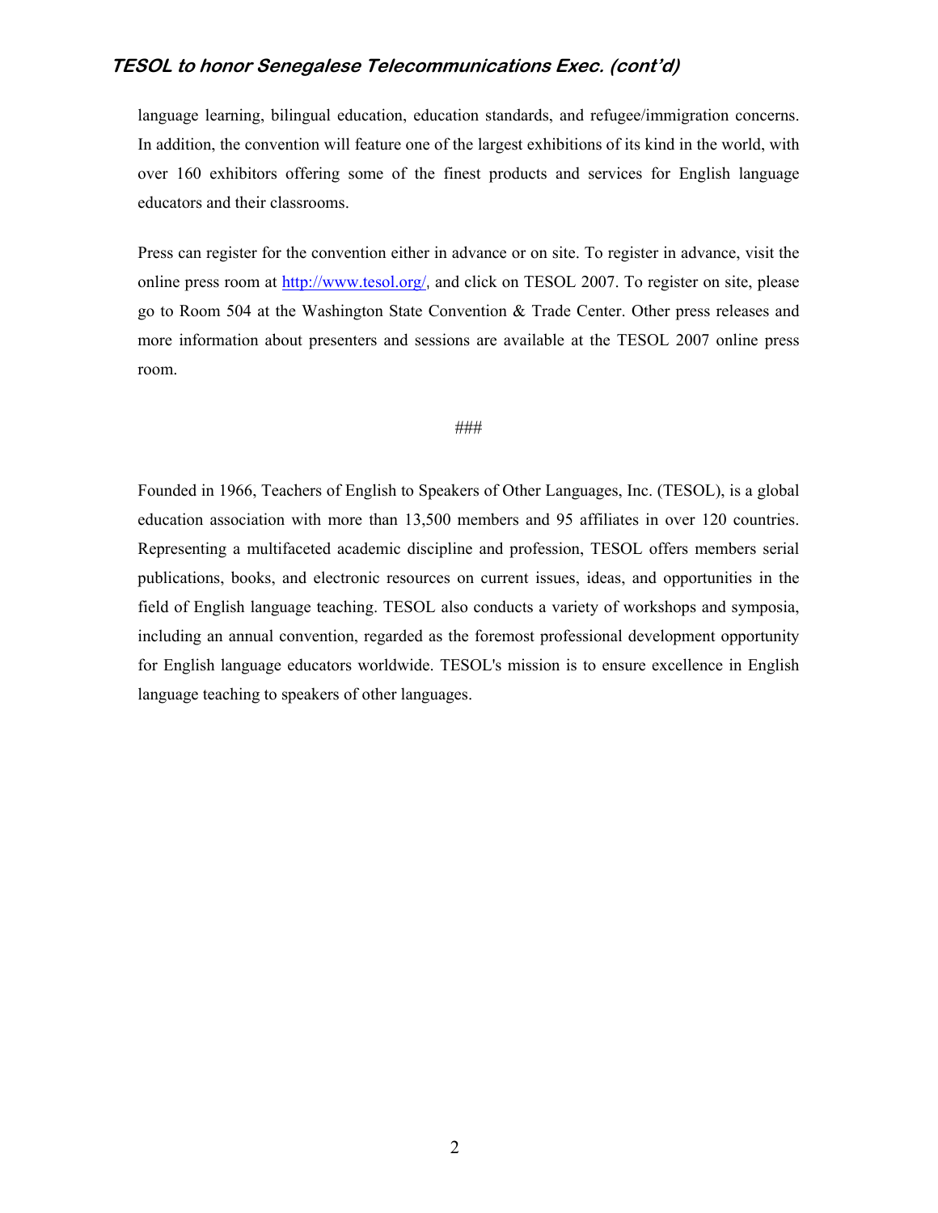language learning, bilingual education, education standards, and refugee/immigration concerns. In addition, the convention will feature one of the largest exhibitions of its kind in the world, with over 160 exhibitors offering some of the finest products and services for English language educators and their classrooms.

Press can register for the convention either in advance or on site. To register in advance, visit the online press room at http://www.tesol.org/, and click on TESOL 2007. To register on site, please go to Room 504 at the Washington State Convention & Trade Center. Other press releases and more information about presenters and sessions are available at the TESOL 2007 online press room.

###

Founded in 1966, Teachers of English to Speakers of Other Languages, Inc. (TESOL), is a global education association with more than 13,500 members and 95 affiliates in over 120 countries. Representing a multifaceted academic discipline and profession, TESOL offers members serial publications, books, and electronic resources on current issues, ideas, and opportunities in the field of English language teaching. TESOL also conducts a variety of workshops and symposia, including an annual convention, regarded as the foremost professional development opportunity for English language educators worldwide. TESOL's mission is to ensure excellence in English language teaching to speakers of other languages.